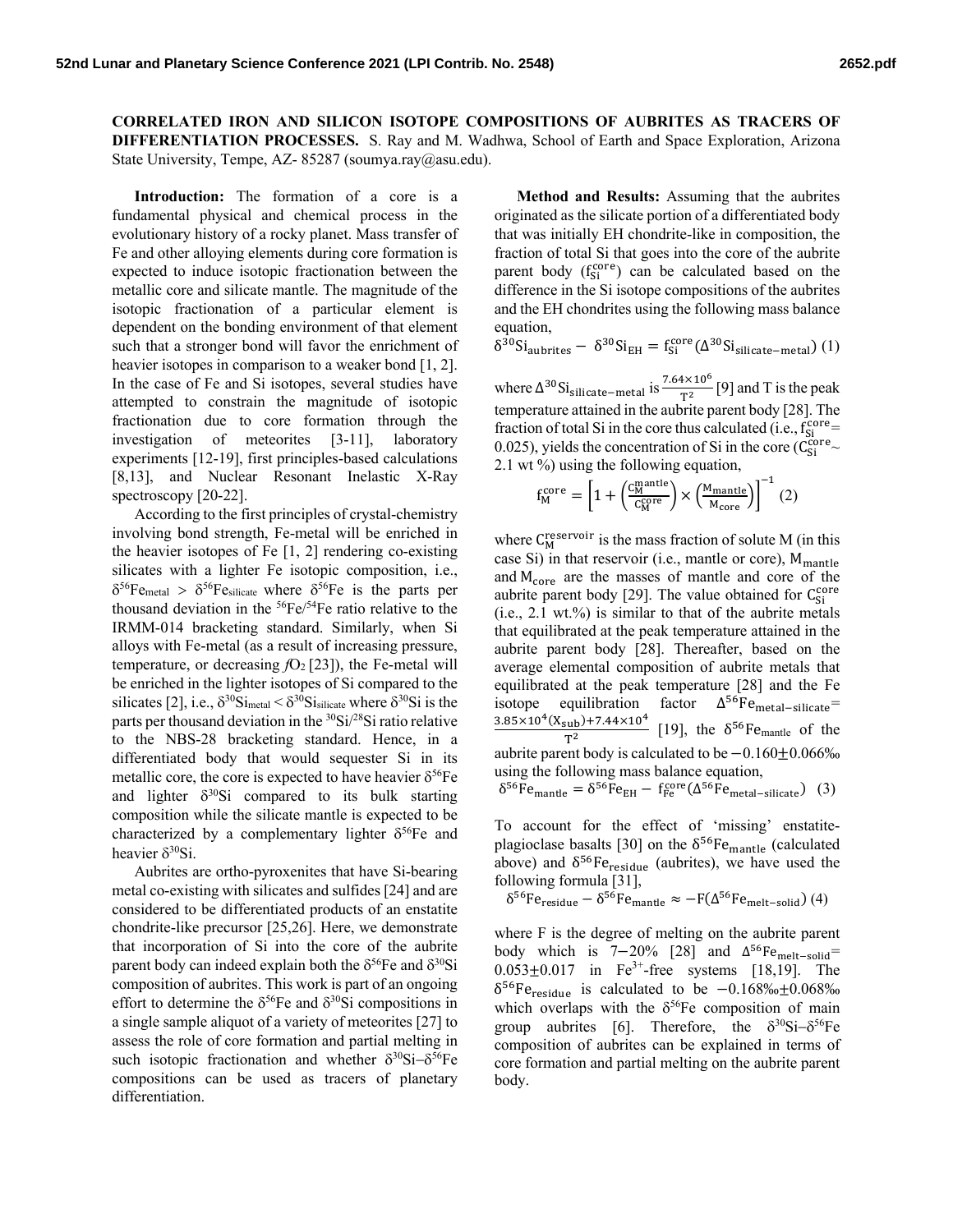**CORRELATED IRON AND SILICON ISOTOPE COMPOSITIONS OF AUBRITES AS TRACERS OF DIFFERENTIATION PROCESSES.** S. Ray and M. Wadhwa, School of Earth and Space Exploration, Arizona State University, Tempe, AZ- 85287 (soumya.ray@asu.edu).

**Introduction:** The formation of a core is a fundamental physical and chemical process in the evolutionary history of a rocky planet. Mass transfer of Fe and other alloying elements during core formation is expected to induce isotopic fractionation between the metallic core and silicate mantle. The magnitude of the isotopic fractionation of a particular element is dependent on the bonding environment of that element such that a stronger bond will favor the enrichment of heavier isotopes in comparison to a weaker bond [1, 2]. In the case of Fe and Si isotopes, several studies have attempted to constrain the magnitude of isotopic fractionation due to core formation through the investigation of meteorites [3-11], laboratory experiments [12-19], first principles-based calculations [8,13], and Nuclear Resonant Inelastic X-Ray spectroscopy [20-22].

According to the first principles of crystal-chemistry involving bond strength, Fe-metal will be enriched in the heavier isotopes of Fe [1, 2] rendering co-existing silicates with a lighter Fe isotopic composition, i.e., $\delta^{56}Fe_{metal} > \delta^{56}Fe_{silicate}$ where $\delta^{56}Fe$ is the parts per thousand deviation in the $^{56}Fe/^{54}Fe$ ratio relative to the IRMM-014 bracketing standard. Similarly, when Si alloys with Fe-metal (as a result of increasing pressure, temperature, or decreasing $fO_2$ [23]), the Fe-metal will be enriched in the lighter isotopes of Si compared to the silicates [2], i.e., $\delta^{30}Si_{metal} < \delta^{30}Si_{silicate}$ where $\delta^{30}Si$ is the parts per thousand deviation in the $^{30}Si/^{28}Si$ ratio relative to the NBS-28 bracketing standard. Hence, in a differentiated body that would sequester Si in its metallic core, the core is expected to have heavier $\delta^{56}Fe$ and lighter $\delta^{30}Si$ compared to its bulk starting composition while the silicate mantle is expected to be characterized by a complementary lighter $\delta^{56}Fe$ and heavier $\delta^{30}Si$.

Aubrites are ortho-pyroxenites that have Si-bearing metal co-existing with silicates and sulfides [24] and are considered to be differentiated products of an enstatite chondrite-like precursor [25,26]. Here, we demonstrate that incorporation of Si into the core of the aubrite parent body can indeed explain both the $\delta^{56}Fe$ and $\delta^{30}Si$ composition of aubrites. This work is part of an ongoing effort to determine the $\delta^{56}Fe$ and $\delta^{30}Si$ compositions in a single sample aliquot of a variety of meteorites [27] to assess the role of core formation and partial melting in such isotopic fractionation and whether $\delta^{30}Si$–$\delta^{56}Fe$ compositions can be used as tracers of planetary differentiation.

**Method and Results:** Assuming that the aubrites originated as the silicate portion of a differentiated body that was initially EH chondrite-like in composition, the fraction of total Si that goes into the core of the aubrite parent body ($f_{Si}^{core}$) can be calculated based on the difference in the Si isotope compositions of the aubrites and the EH chondrites using the following mass balance equation,

$$\delta^{30}Si_{aubrites} - \delta^{30}Si_{EH} = f_{Si}^{core}(\Delta^{30}Si_{silicate-metal}) \quad (1)$$

where $\Delta^{30}Si_{silicate-metal}$ is $\frac{7.64\times10^{6}}{T^{2}}$ [9] and T is the peak temperature attained in the aubrite parent body [28]. The fraction of total Si in the core thus calculated (i.e., $f_{Si}^{core}$= 0.025), yields the concentration of Si in the core ($C_{Si}^{core}$~ 2.1 wt %) using the following equation,

$$f_{M}^{core} = \left[1 + \left(\frac{C_{M}^{mantle}}{C_{M}^{core}}\right) \times \left(\frac{M_{mantle}}{M_{core}}\right)\right]^{-1} \quad (2)$$

where $C_{M}^{reservoir}$ is the mass fraction of solute M (in this case Si) in that reservoir (i.e., mantle or core), $M_{mantle}$ and $M_{core}$ are the masses of mantle and core of the aubrite parent body [29]. The value obtained for $C_{Si}^{core}$ (i.e., 2.1 wt.%) is similar to that of the aubrite metals that equilibrated at the peak temperature attained in the aubrite parent body [28]. Thereafter, based on the average elemental composition of aubrite metals that equilibrated at the peak temperature [28] and the Fe isotope equilibration factor $\Delta^{56}Fe_{metal-silicate}$= $\frac{3.85\times10^{4}(X_{sub})+7.44\times10^{4}}{T^{2}}$ [19], the $\delta^{56}Fe_{mantle}$ of the aubrite parent body is calculated to be $-0.160\pm0.066$‰ using the following mass balance equation,

$$\delta^{56}Fe_{mantle} = \delta^{56}Fe_{EH} - f_{Fe}^{core}(\Delta^{56}Fe_{metal-silicate}) \quad (3)$$

To account for the effect of 'missing' enstatite-plagioclase basalts [30] on the $\delta^{56}Fe_{mantle}$ (calculated above) and $\delta^{56}Fe_{residue}$ (aubrites), we have used the following formula [31],

$$\delta^{56}Fe_{residue} - \delta^{56}Fe_{mantle} \approx -F(\Delta^{56}Fe_{melt-solid}) \quad (4)$$

where F is the degree of melting on the aubrite parent body which is 7–20% [28] and $\Delta^{56}Fe_{melt-solid}$= $0.053\pm0.017$ in $Fe^{3+}$-free systems [18,19]. The $\delta^{56}Fe_{residue}$ is calculated to be $-0.168$‰$\pm0.068$‰ which overlaps with the $\delta^{56}Fe$ composition of main group aubrites [6]. Therefore, the $\delta^{30}Si$–$\delta^{56}Fe$ composition of aubrites can be explained in terms of core formation and partial melting on the aubrite parent body.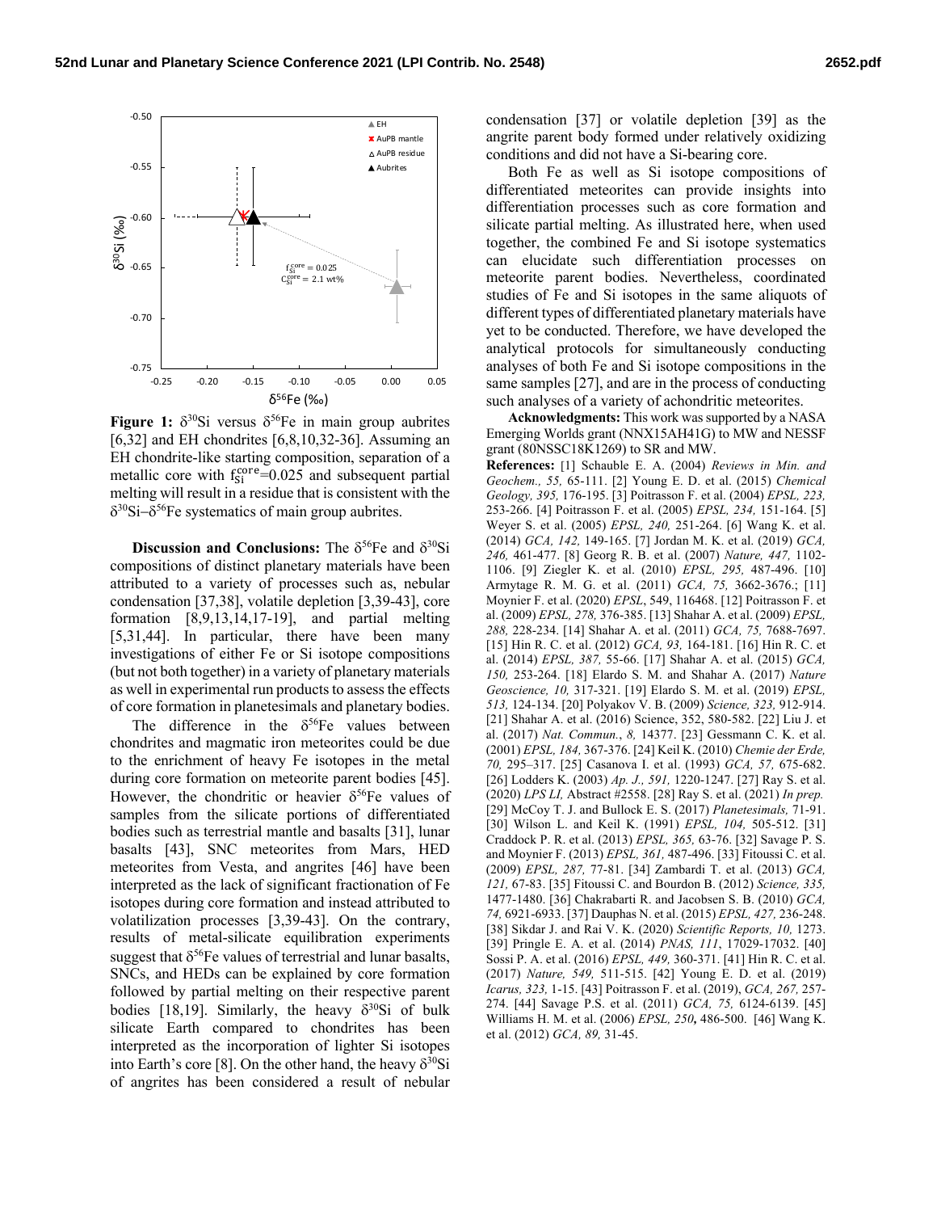-0.50

-0.55

-0.60

-0.65

-0.70

-0.75

-0.25 -0.20 -0.15 -0.10 -0.05 0.00 0.05

$\delta^{56}$Fe (‰)

$\delta^{30}$Si (‰)

EH

AuPB mantle

AuPB residue

Aubrites

$f_{Si}^{core} = 0.025$

$C_{Si}^{core} = 2.1$ wt%

**Figure 1:** $\delta^{30}$Si versus $\delta^{56}$Fe in main group aubrites [6,32] and EH chondrites [6,8,10,32-36]. Assuming an EH chondrite-like starting composition, separation of a metallic core with $f_{Si}^{core}$=0.025 and subsequent partial melting will result in a residue that is consistent with the $\delta^{30}$Si–$\delta^{56}$Fe systematics of main group aubrites.

**Discussion and Conclusions:** The $\delta^{56}$Fe and $\delta^{30}$Si compositions of distinct planetary materials have been attributed to a variety of processes such as, nebular condensation [37,38], volatile depletion [3,39-43], core formation [8,9,13,14,17-19], and partial melting [5,31,44]. In particular, there have been many investigations of either Fe or Si isotope compositions (but not both together) in a variety of planetary materials as well in experimental run products to assess the effects of core formation in planetesimals and planetary bodies.

The difference in the $\delta^{56}$Fe values between chondrites and magmatic iron meteorites could be due to the enrichment of heavy Fe isotopes in the metal during core formation on meteorite parent bodies [45]. However, the chondritic or heavier $\delta^{56}$Fe values of samples from the silicate portions of differentiated bodies such as terrestrial mantle and basalts [31], lunar basalts [43], SNC meteorites from Mars, HED meteorites from Vesta, and angrites [46] have been interpreted as the lack of significant fractionation of Fe isotopes during core formation and instead attributed to volatilization processes [3,39-43]. On the contrary, results of metal-silicate equilibration experiments suggest that $\delta^{56}$Fe values of terrestrial and lunar basalts, SNCs, and HEDs can be explained by core formation followed by partial melting on their respective parent bodies [18,19]. Similarly, the heavy $\delta^{30}$Si of bulk silicate Earth compared to chondrites has been interpreted as the incorporation of lighter Si isotopes into Earth's core [8]. On the other hand, the heavy $\delta^{30}$Si of angrites has been considered a result of nebular condensation [37] or volatile depletion [39] as the angrite parent body formed under relatively oxidizing conditions and did not have a Si-bearing core.

Both Fe as well as Si isotope compositions of differentiated meteorites can provide insights into differentiation processes such as core formation and silicate partial melting. As illustrated here, when used together, the combined Fe and Si isotope systematics can elucidate such differentiation processes on meteorite parent bodies. Nevertheless, coordinated studies of Fe and Si isotopes in the same aliquots of different types of differentiated planetary materials have yet to be conducted. Therefore, we have developed the analytical protocols for simultaneously conducting analyses of both Fe and Si isotope compositions in the same samples [27], and are in the process of conducting such analyses of a variety of achondritic meteorites.

**Acknowledgments:** This work was supported by a NASA Emerging Worlds grant (NNX15AH41G) to MW and NESSF grant (80NSSC18K1269) to SR and MW.

**References:** [1] Schauble E. A. (2004) *Reviews in Min. and Geochem., 55,* 65-111. [2] Young E. D. et al. (2015) *Chemical Geology, 395,* 176-195. [3] Poitrasson F. et al. (2004) *EPSL, 223,* 253-266. [4] Poitrasson F. et al. (2005) *EPSL, 234,* 151-164. [5] Weyer S. et al. (2005) *EPSL, 240,* 251-264. [6] Wang K. et al. (2014) *GCA, 142,* 149-165. [7] Jordan M. K. et al. (2019) *GCA, 246,* 461-477. [8] Georg R. B. et al. (2007) *Nature, 447,* 1102-1106. [9] Ziegler K. et al. (2010) *EPSL, 295,* 487-496. [10] Armytage R. M. G. et al. (2011) *GCA, 75,* 3662-3676.; [11] Moynier F. et al. (2020) *EPSL*, 549, 116468. [12] Poitrasson F. et al. (2009) *EPSL, 278,* 376-385. [13] Shahar A. et al. (2009) *EPSL, 288,* 228-234. [14] Shahar A. et al. (2011) *GCA, 75,* 7688-7697. [15] Hin R. C. et al. (2012) *GCA, 93,* 164-181. [16] Hin R. C. et al. (2014) *EPSL, 387,* 55-66. [17] Shahar A. et al. (2015) *GCA, 150,* 253-264. [18] Elardo S. M. and Shahar A. (2017) *Nature Geoscience, 10,* 317-321. [19] Elardo S. M. et al. (2019) *EPSL, 513,* 124-134. [20] Polyakov V. B. (2009) *Science, 323,* 912-914. [21] Shahar A. et al. (2016) Science, 352, 580-582. [22] Liu J. et al. (2017) *Nat. Commun.*, *8,* 14377. [23] Gessmann C. K. et al. (2001) *EPSL, 184,* 367-376. [24] Keil K. (2010) *Chemie der Erde, 70,* 295–317. [25] Casanova I. et al. (1993) *GCA, 57,* 675-682. [26] Lodders K. (2003) *Ap. J., 591,* 1220-1247. [27] Ray S. et al. (2020) *LPS LI,* Abstract #2558. [28] Ray S. et al. (2021) *In prep.* [29] McCoy T. J. and Bullock E. S. (2017) *Planetesimals,* 71-91. [30] Wilson L. and Keil K. (1991) *EPSL, 104,* 505-512. [31] Craddock P. R. et al. (2013) *EPSL, 365,* 63-76. [32] Savage P. S. and Moynier F. (2013) *EPSL, 361,* 487-496. [33] Fitoussi C. et al. (2009) *EPSL, 287,* 77-81. [34] Zambardi T. et al. (2013) *GCA, 121,* 67-83. [35] Fitoussi C. and Bourdon B. (2012) *Science, 335,* 1477-1480. [36] Chakrabarti R. and Jacobsen S. B. (2010) *GCA, 74,* 6921-6933. [37] Dauphas N. et al. (2015) *EPSL, 427,* 236-248. [38] Sikdar J. and Rai V. K. (2020) *Scientific Reports, 10,* 1273. [39] Pringle E. A. et al. (2014) *PNAS, 111*, 17029-17032. [40] Sossi P. A. et al. (2016) *EPSL, 449,* 360-371. [41] Hin R. C. et al. (2017) *Nature, 549,* 511-515. [42] Young E. D. et al. (2019) *Icarus, 323,* 1-15. [43] Poitrasson F. et al. (2019), *GCA, 267,* 257-274. [44] Savage P.S. et al. (2011) *GCA, 75,* 6124-6139. [45] Williams H. M. et al. (2006) *EPSL, 250***,** 486-500. [46] Wang K. et al. (2012) *GCA, 89,* 31-45.